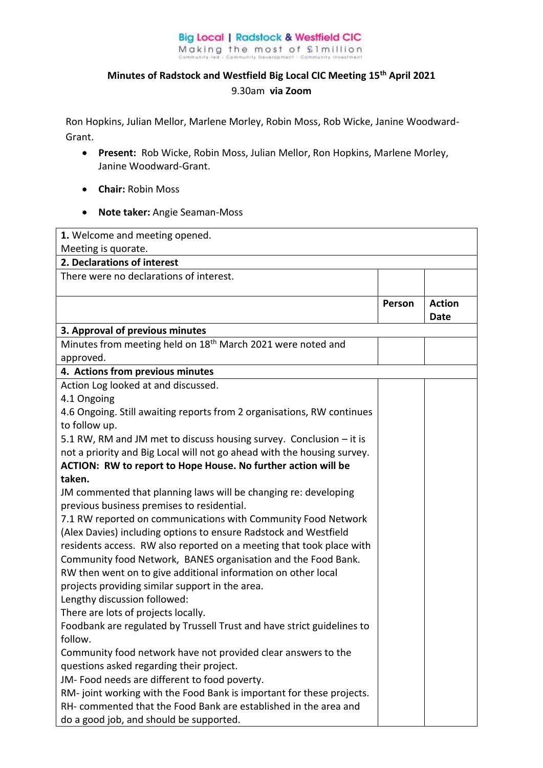Big Local | Radstock & Westfield CIC
Making the most of £1million
Community-led · Community Development · Community Investment

**Minutes of Radstock and Westfield Big Local CIC Meeting 15th April 2021**
9.30am **via Zoom**

Ron Hopkins, Julian Mellor, Marlene Morley, Robin Moss, Rob Wicke, Janine Woodward-Grant.

- **Present:** Rob Wicke, Robin Moss, Julian Mellor, Ron Hopkins, Marlene Morley, Janine Woodward-Grant.
- **Chair:** Robin Moss
- **Note taker:** Angie Seaman-Moss

| | | |
|---|---|---|
| **1.** Welcome and meeting opened.<br>Meeting is quorate. | | |
| **2. Declarations of interest** | | |
| There were no declarations of interest. | | |
| | **Person** | **Action Date** |
| **3. Approval of previous minutes** | | |
| Minutes from meeting held on 18th March 2021 were noted and approved. | | |
| **4. Actions from previous minutes** | | |
| Action Log looked at and discussed.<br>4.1 Ongoing<br>4.6 Ongoing. Still awaiting reports from 2 organisations, RW continues to follow up.<br>5.1 RW, RM and JM met to discuss housing survey. Conclusion – it is not a priority and Big Local will not go ahead with the housing survey.<br>**ACTION: RW to report to Hope House. No further action will be taken.**<br>JM commented that planning laws will be changing re: developing previous business premises to residential.<br>7.1 RW reported on communications with Community Food Network (Alex Davies) including options to ensure Radstock and Westfield residents access. RW also reported on a meeting that took place with Community food Network, BANES organisation and the Food Bank. RW then went on to give additional information on other local projects providing similar support in the area.<br>Lengthy discussion followed:<br>There are lots of projects locally.<br>Foodbank are regulated by Trussell Trust and have strict guidelines to follow.<br>Community food network have not provided clear answers to the questions asked regarding their project.<br>JM- Food needs are different to food poverty.<br>RM- joint working with the Food Bank is important for these projects.<br>RH- commented that the Food Bank are established in the area and do a good job, and should be supported. | | |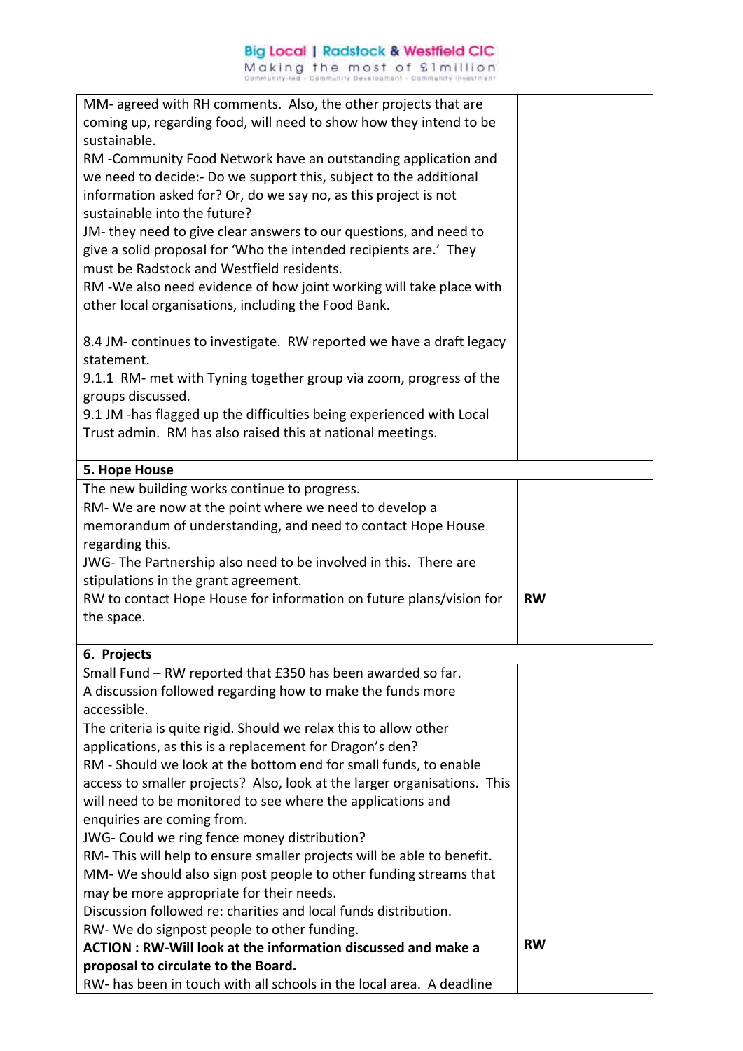| | | |
|---|---|---|
| MM- agreed with RH comments. Also, the other projects that are coming up, regarding food, will need to show how they intend to be sustainable.<br>RM -Community Food Network have an outstanding application and we need to decide:- Do we support this, subject to the additional information asked for? Or, do we say no, as this project is not sustainable into the future?<br>JM- they need to give clear answers to our questions, and need to give a solid proposal for 'Who the intended recipients are.' They must be Radstock and Westfield residents.<br>RM -We also need evidence of how joint working will take place with other local organisations, including the Food Bank.<br><br>8.4 JM- continues to investigate. RW reported we have a draft legacy statement.<br>9.1.1 RM- met with Tyning together group via zoom, progress of the groups discussed.<br>9.1 JM -has flagged up the difficulties being experienced with Local Trust admin. RM has also raised this at national meetings. | | |
| **5. Hope House** | | |
| The new building works continue to progress.<br>RM- We are now at the point where we need to develop a memorandum of understanding, and need to contact Hope House regarding this.<br>JWG- The Partnership also need to be involved in this. There are stipulations in the grant agreement.<br>RW to contact Hope House for information on future plans/vision for the space. | **RW** | |
| **6. Projects** | | |
| Small Fund – RW reported that £350 has been awarded so far.<br>A discussion followed regarding how to make the funds more accessible.<br>The criteria is quite rigid. Should we relax this to allow other applications, as this is a replacement for Dragon's den?<br>RM - Should we look at the bottom end for small funds, to enable access to smaller projects? Also, look at the larger organisations. This will need to be monitored to see where the applications and enquiries are coming from.<br>JWG- Could we ring fence money distribution?<br>RM- This will help to ensure smaller projects will be able to benefit.<br>MM- We should also sign post people to other funding streams that may be more appropriate for their needs.<br>Discussion followed re: charities and local funds distribution.<br>RW- We do signpost people to other funding.<br>**ACTION : RW-Will look at the information discussed and make a proposal to circulate to the Board.**<br>RW- has been in touch with all schools in the local area. A deadline | **RW** | |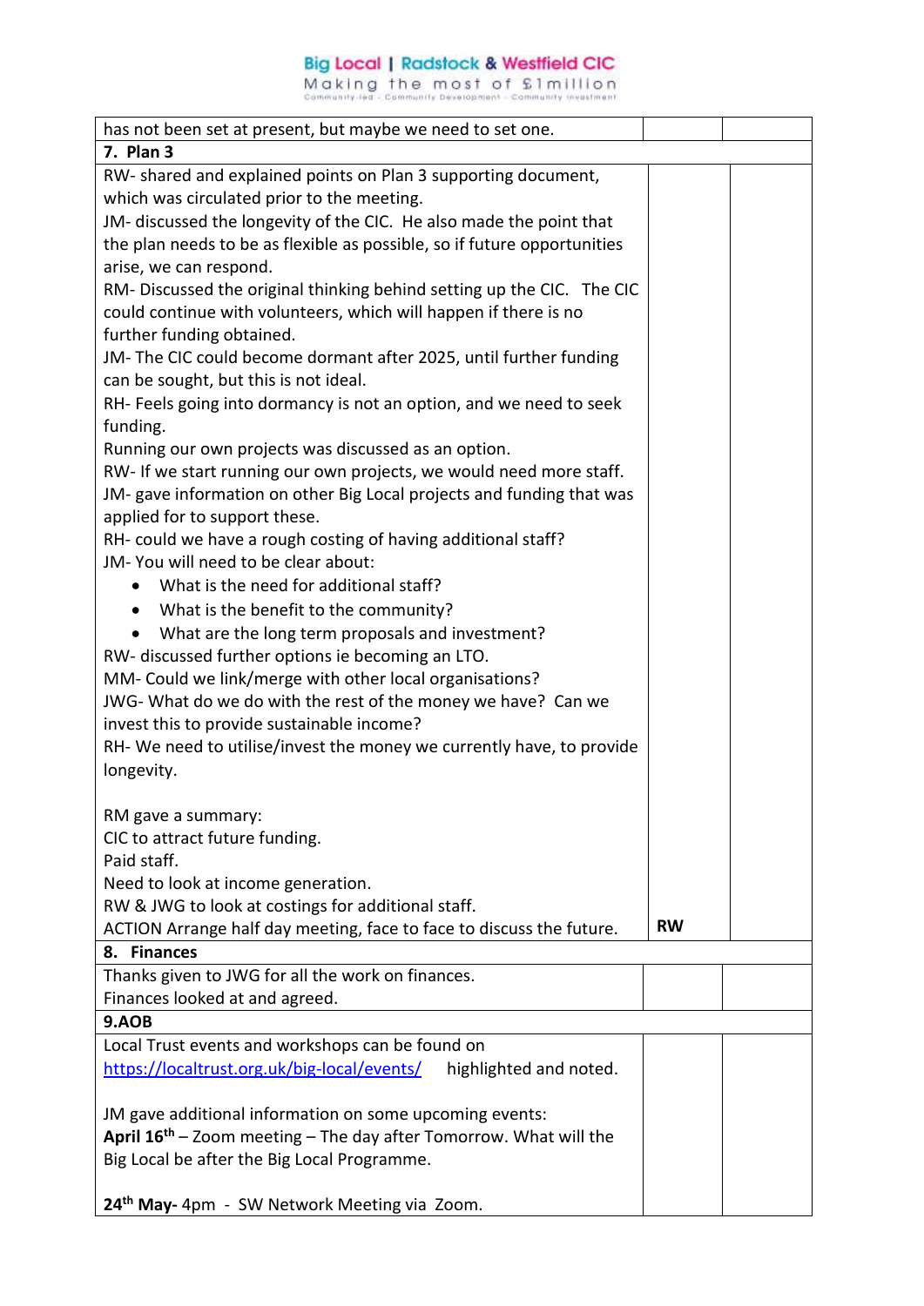| | | |
|---|---|---|
| has not been set at present, but maybe we need to set one. | | |
| **7. Plan 3** | | |
| RW- shared and explained points on Plan 3 supporting document, which was circulated prior to the meeting.<br>JM- discussed the longevity of the CIC. He also made the point that the plan needs to be as flexible as possible, so if future opportunities arise, we can respond.<br>RM- Discussed the original thinking behind setting up the CIC. The CIC could continue with volunteers, which will happen if there is no further funding obtained.<br>JM- The CIC could become dormant after 2025, until further funding can be sought, but this is not ideal.<br>RH- Feels going into dormancy is not an option, and we need to seek funding.<br>Running our own projects was discussed as an option.<br>RW- If we start running our own projects, we would need more staff.<br>JM- gave information on other Big Local projects and funding that was applied for to support these.<br>RH- could we have a rough costing of having additional staff?<br>JM- You will need to be clear about:<br>• What is the need for additional staff?<br>• What is the benefit to the community?<br>• What are the long term proposals and investment?<br>RW- discussed further options ie becoming an LTO.<br>MM- Could we link/merge with other local organisations?<br>JWG- What do we do with the rest of the money we have? Can we invest this to provide sustainable income?<br>RH- We need to utilise/invest the money we currently have, to provide longevity.<br><br>RM gave a summary:<br>CIC to attract future funding.<br>Paid staff.<br>Need to look at income generation.<br>RW & JWG to look at costings for additional staff.<br>ACTION Arrange half day meeting, face to face to discuss the future. | **RW** | |
| **8. Finances** | | |
| Thanks given to JWG for all the work on finances.<br>Finances looked at and agreed. | | |
| **9.AOB** | | |
| Local Trust events and workshops can be found on https://localtrust.org.uk/big-local/events/ highlighted and noted.<br><br>JM gave additional information on some upcoming events:<br>**April 16th** – Zoom meeting – The day after Tomorrow. What will the Big Local be after the Big Local Programme.<br><br>**24th May-** 4pm - SW Network Meeting via Zoom. | | |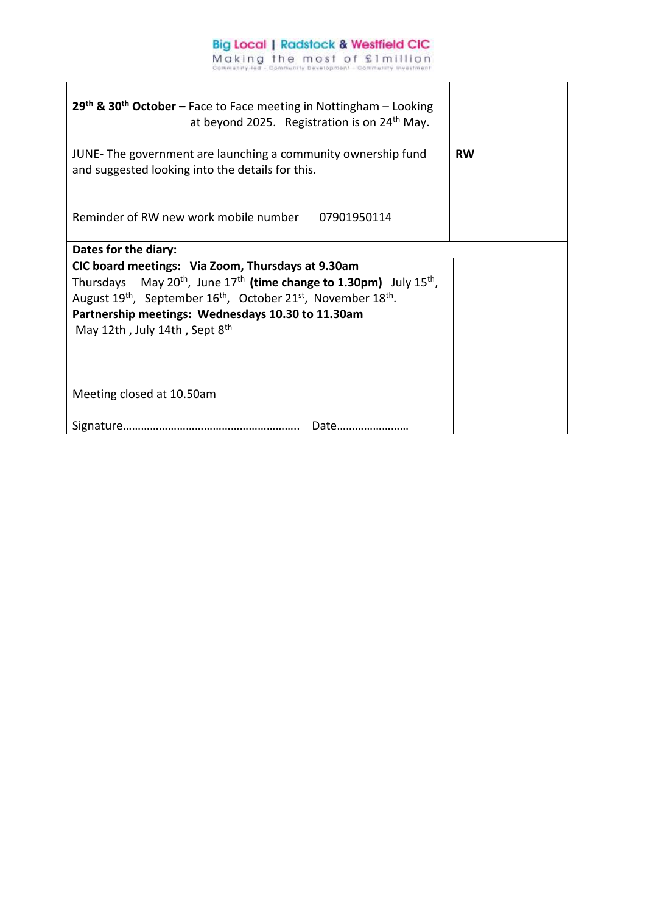Big Local | Radstock & Westfield CIC
Making the most of £1million
Community-led · Community Development · Community Investment

| | | |
|---|---|---|
| **29th & 30th October –** Face to Face meeting in Nottingham – Looking at beyond 2025. Registration is on 24th May.<br><br>JUNE- The government are launching a community ownership fund and suggested looking into the details for this.<br><br>Reminder of RW new work mobile number 07901950114 | **RW** | |
| **Dates for the diary:** | | |
| **CIC board meetings: Via Zoom, Thursdays at 9.30am**<br>Thursdays May 20th, June 17th **(time change to 1.30pm)** July 15th, August 19th, September 16th, October 21st, November 18th.<br>**Partnership meetings: Wednesdays 10.30 to 11.30am**<br>May 12th , July 14th , Sept 8th | | |
| Meeting closed at 10.50am<br><br>Signature………………………………………………… Date…………………… | | |